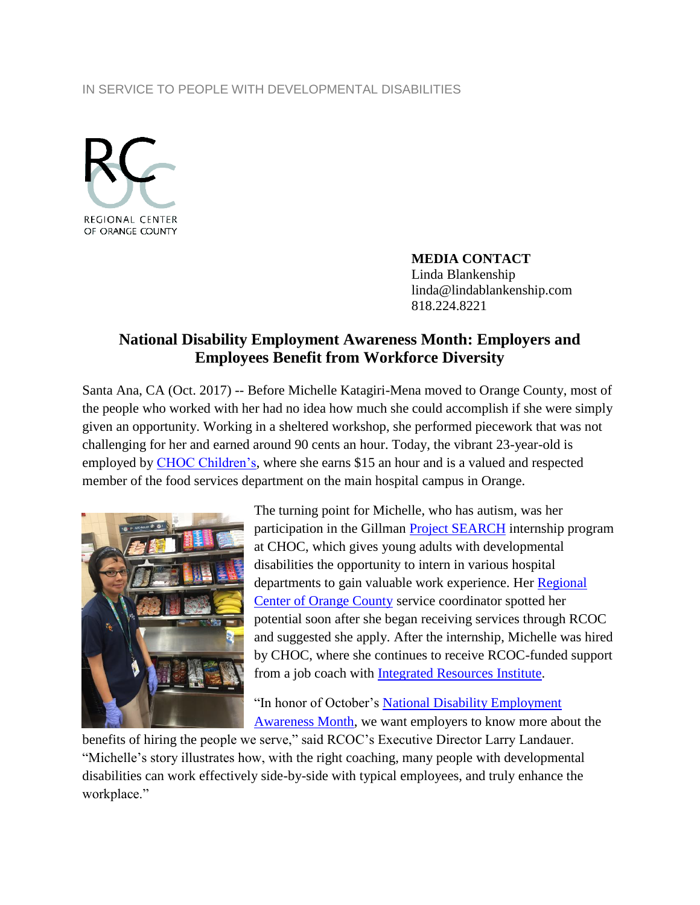IN SERVICE TO PEOPLE WITH DEVELOPMENTAL DISABILITIES

REGIONAL CENTER
OF ORANGE COUNTY

**MEDIA CONTACT**
Linda Blankenship
linda@lindablankenship.com
818.224.8221

## National Disability Employment Awareness Month: Employers and Employees Benefit from Workforce Diversity

Santa Ana, CA (Oct. 2017) -- Before Michelle Katagiri-Mena moved to Orange County, most of the people who worked with her had no idea how much she could accomplish if she were simply given an opportunity. Working in a sheltered workshop, she performed piecework that was not challenging for her and earned around 90 cents an hour. Today, the vibrant 23-year-old is employed by CHOC Children's, where she earns $15 an hour and is a valued and respected member of the food services department on the main hospital campus in Orange.

The turning point for Michelle, who has autism, was her participation in the Gillman Project SEARCH internship program at CHOC, which gives young adults with developmental disabilities the opportunity to intern in various hospital departments to gain valuable work experience. Her Regional Center of Orange County service coordinator spotted her potential soon after she began receiving services through RCOC and suggested she apply. After the internship, Michelle was hired by CHOC, where she continues to receive RCOC-funded support from a job coach with Integrated Resources Institute.

"In honor of October's National Disability Employment Awareness Month, we want employers to know more about the benefits of hiring the people we serve," said RCOC's Executive Director Larry Landauer. "Michelle's story illustrates how, with the right coaching, many people with developmental disabilities can work effectively side-by-side with typical employees, and truly enhance the workplace."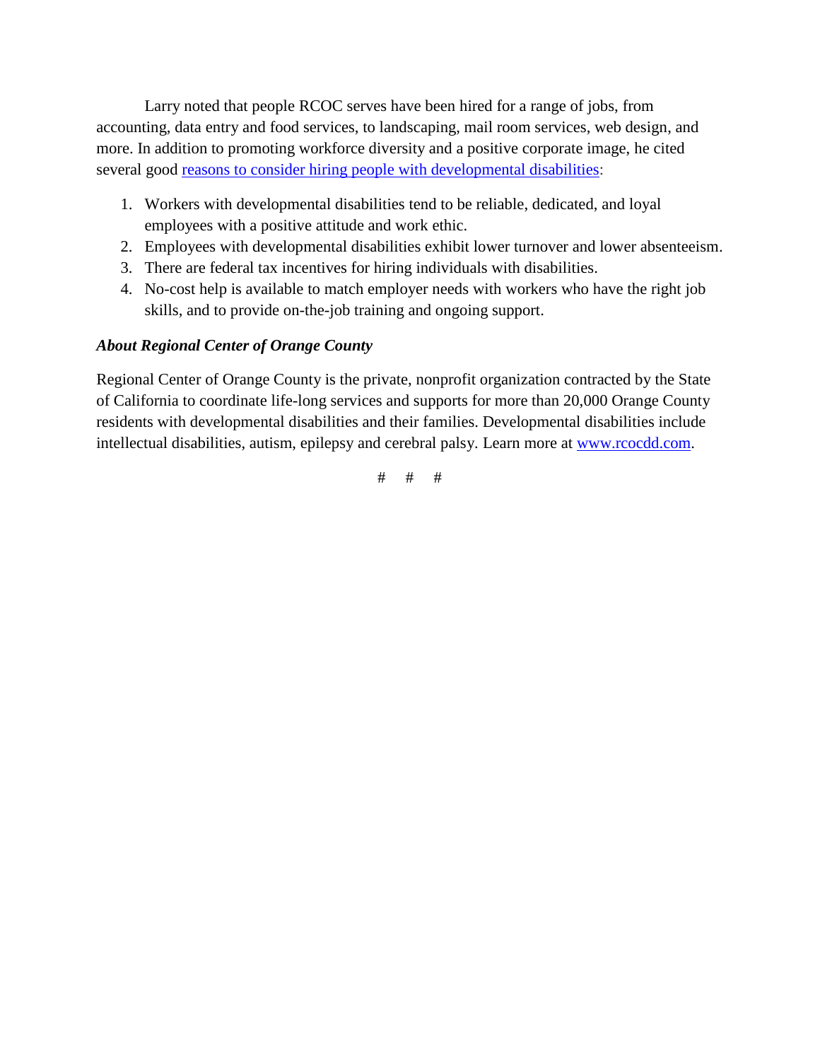Larry noted that people RCOC serves have been hired for a range of jobs, from accounting, data entry and food services, to landscaping, mail room services, web design, and more. In addition to promoting workforce diversity and a positive corporate image, he cited several good reasons to consider hiring people with developmental disabilities:

1. Workers with developmental disabilities tend to be reliable, dedicated, and loyal employees with a positive attitude and work ethic.
2. Employees with developmental disabilities exhibit lower turnover and lower absenteeism.
3. There are federal tax incentives for hiring individuals with disabilities.
4. No-cost help is available to match employer needs with workers who have the right job skills, and to provide on-the-job training and ongoing support.

***About Regional Center of Orange County***

Regional Center of Orange County is the private, nonprofit organization contracted by the State of California to coordinate life-long services and supports for more than 20,000 Orange County residents with developmental disabilities and their families. Developmental disabilities include intellectual disabilities, autism, epilepsy and cerebral palsy. Learn more at www.rcocdd.com.

# # #